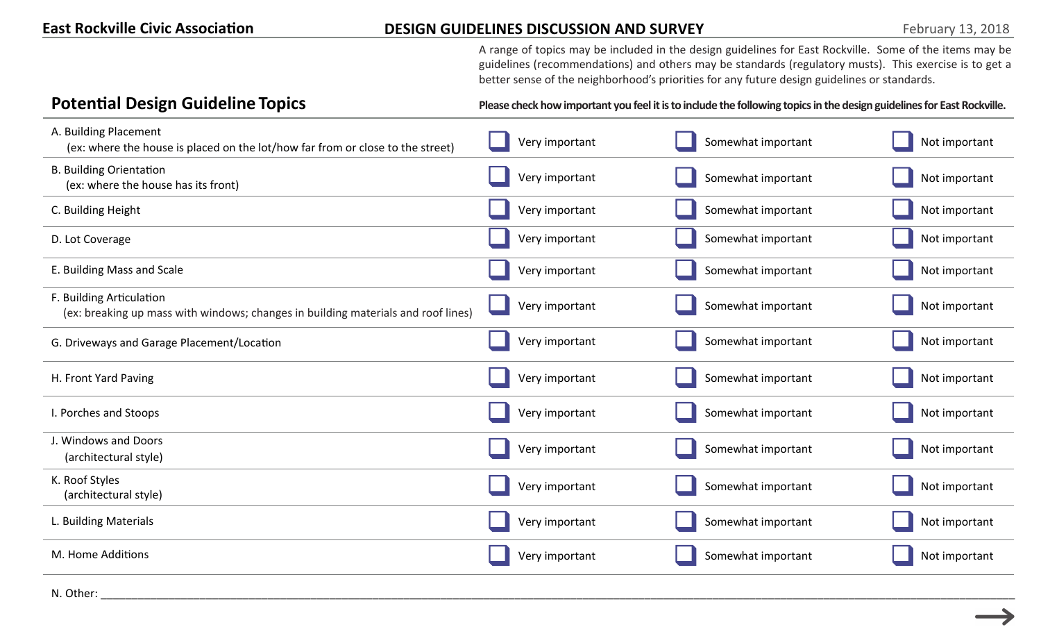**East Rockville Civic Association** | **DESIGN GUIDELINES DISCUSSION AND SURVEY** | February 13, 2018

A range of topics may be included in the design guidelines for East Rockville. Some of the items may be guidelines (recommendations) and others may be standards (regulatory musts). This exercise is to get a better sense of the neighborhood's priorities for any future design guidelines or standards.

## Potential Design Guideline Topics

**Please check how important you feel it is to include the following topics in the design guidelines for East Rockville.**

| | | | |
|---|---|---|---|
| A. Building Placement<br>(ex: where the house is placed on the lot/how far from or close to the street) | ☐ Very important | ☐ Somewhat important | ☐ Not important |
| B. Building Orientation<br>(ex: where the house has its front) | ☐ Very important | ☐ Somewhat important | ☐ Not important |
| C. Building Height | ☐ Very important | ☐ Somewhat important | ☐ Not important |
| D. Lot Coverage | ☐ Very important | ☐ Somewhat important | ☐ Not important |
| E. Building Mass and Scale | ☐ Very important | ☐ Somewhat important | ☐ Not important |
| F. Building Articulation<br>(ex: breaking up mass with windows; changes in building materials and roof lines) | ☐ Very important | ☐ Somewhat important | ☐ Not important |
| G. Driveways and Garage Placement/Location | ☐ Very important | ☐ Somewhat important | ☐ Not important |
| H. Front Yard Paving | ☐ Very important | ☐ Somewhat important | ☐ Not important |
| I. Porches and Stoops | ☐ Very important | ☐ Somewhat important | ☐ Not important |
| J. Windows and Doors<br>(architectural style) | ☐ Very important | ☐ Somewhat important | ☐ Not important |
| K. Roof Styles<br>(architectural style) | ☐ Very important | ☐ Somewhat important | ☐ Not important |
| L. Building Materials | ☐ Very important | ☐ Somewhat important | ☐ Not important |
| M. Home Additions | ☐ Very important | ☐ Somewhat important | ☐ Not important |

N. Other: ____________________________________________________________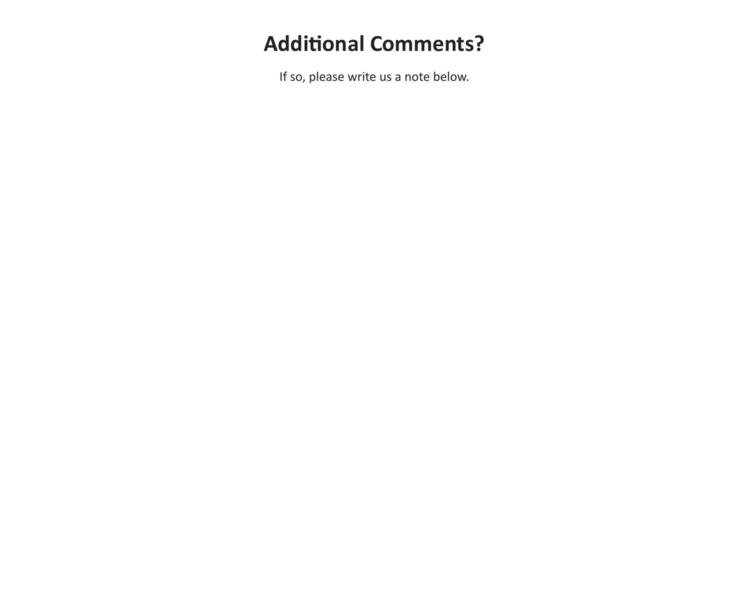# Additional Comments?

If so, please write us a note below.